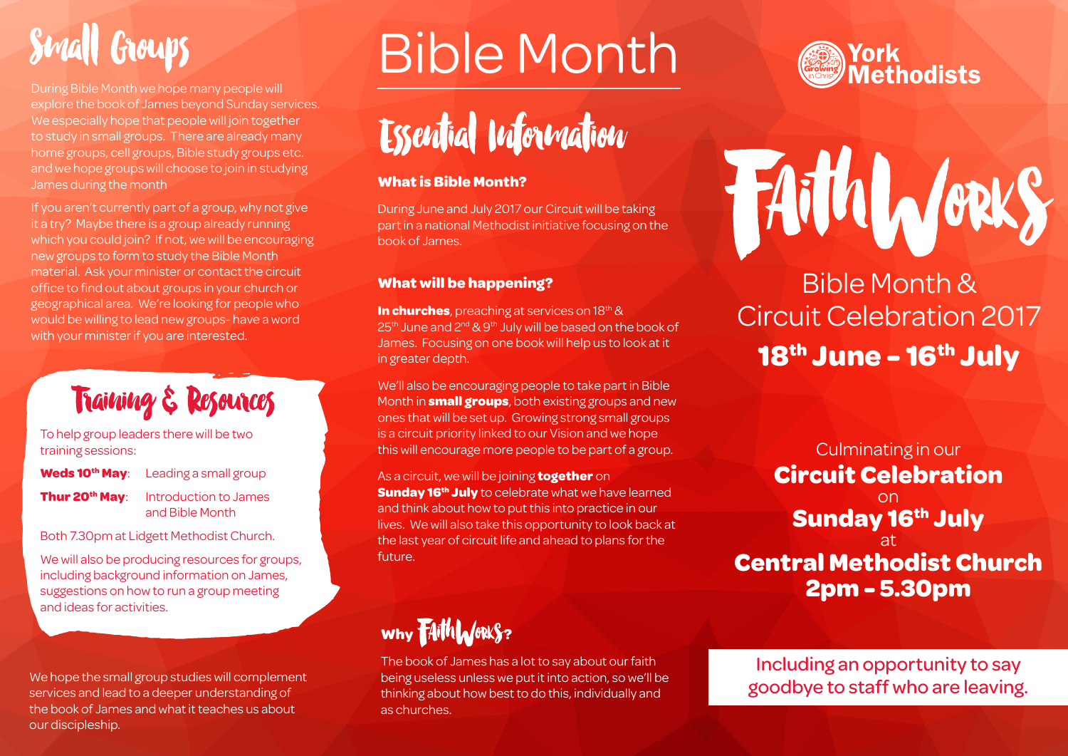# Small Groups

During Bible Month we hope many people will explore the book of James beyond Sunday services. We especially hope that people will join together to study in small groups. There are already many home groups, cell groups, Bible study groups etc. and we hope groups will choose to join in studying James during the month

If you aren't currently part of a group, why not give it a try? Maybe there is a group already running which you could join? If not, we will be encouraging new groups to form to study the Bible Month material. Ask your minister or contact the circuit office to find out about groups in your church or geographical area. We're looking for people who would be willing to lead new groups- have a word with your minister if you are interested.

## Training & Resources

To help group leaders there will be two training sessions:

**Weds 10th May**: Leading a small group

**Thur 20th May**: Introduction to James and Bible Month

Both 7.30pm at Lidgett Methodist Church.

We will also be producing resources for groups, including background information on James, suggestions on how to run a group meeting and ideas for activities.

We hope the small group studies will complement services and lead to a deeper understanding of the book of James and what it teaches us about our discipleship.

# Bible Month

## Essential Information

### What is Bible Month?

During June and July 2017 our Circuit will be taking part in a national Methodist initiative focusing on the book of James.

### What will be happening?

**In churches**, preaching at services on 18th & 25th June and 2nd & 9th July will be based on the book of James. Focusing on one book will help us to look at it in greater depth.

We'll also be encouraging people to take part in Bible Month in **small groups**, both existing groups and new ones that will be set up. Growing strong small groups is a circuit priority linked to our Vision and we hope this will encourage more people to be part of a group.

As a circuit, we will be joining **together** on **Sunday 16th July** to celebrate what we have learned and think about how to put this into practice in our lives. We will also take this opportunity to look back at the last year of circuit life and ahead to plans for the future.

### Why FaithWorks?

The book of James has a lot to say about our faith being useless unless we put it into action, so we'll be thinking about how best to do this, individually and as churches.

York Methodists

Growing in Christ

# FaithWorks

Bible Month & Circuit Celebration 2017

**18th June - 16th July**

Culminating in our
**Circuit Celebration**
on
**Sunday 16th July**
at
**Central Methodist Church**
**2pm - 5.30pm**

Including an opportunity to say goodbye to staff who are leaving.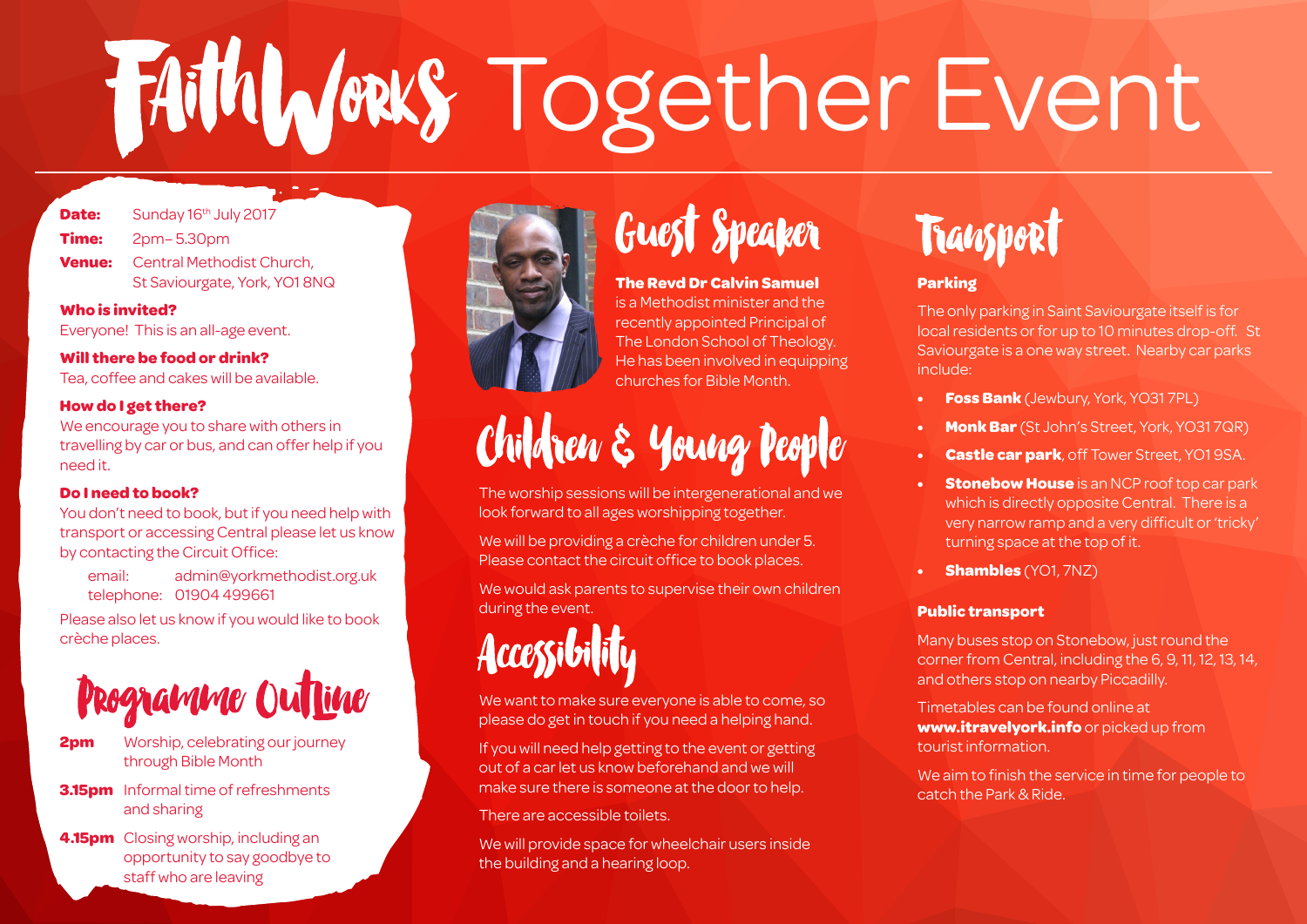# FaithWorks Together Event

**Date:** Sunday 16th July 2017
**Time:** 2pm– 5.30pm
**Venue:** Central Methodist Church, St Saviourgate, York, YO1 8NQ

**Who is invited?**
Everyone! This is an all-age event.

**Will there be food or drink?**
Tea, coffee and cakes will be available.

**How do I get there?**
We encourage you to share with others in travelling by car or bus, and can offer help if you need it.

**Do I need to book?**
You don't need to book, but if you need help with transport or accessing Central please let us know by contacting the Circuit Office:

email: admin@yorkmethodist.org.uk
telephone: 01904 499661

Please also let us know if you would like to book crèche places.

## Programme Outline

**2pm** Worship, celebrating our journey through Bible Month

**3.15pm** Informal time of refreshments and sharing

**4.15pm** Closing worship, including an opportunity to say goodbye to staff who are leaving

## Guest Speaker

**The Revd Dr Calvin Samuel** is a Methodist minister and the recently appointed Principal of The London School of Theology. He has been involved in equipping churches for Bible Month.

## Children & Young People

The worship sessions will be intergenerational and we look forward to all ages worshipping together.

We will be providing a crèche for children under 5. Please contact the circuit office to book places.

We would ask parents to supervise their own children during the event.

## Accessibility

We want to make sure everyone is able to come, so please do get in touch if you need a helping hand.

If you will need help getting to the event or getting out of a car let us know beforehand and we will make sure there is someone at the door to help.

There are accessible toilets.

We will provide space for wheelchair users inside the building and a hearing loop.

## Transport

**Parking**

The only parking in Saint Saviourgate itself is for local residents or for up to 10 minutes drop-off. St Saviourgate is a one way street. Nearby car parks include:

- **Foss Bank** (Jewbury, York, YO31 7PL)
- **Monk Bar** (St John's Street, York, YO31 7QR)
- **Castle car park**, off Tower Street, YO1 9SA.
- **Stonebow House** is an NCP roof top car park which is directly opposite Central. There is a very narrow ramp and a very difficult or 'tricky' turning space at the top of it.
- **Shambles** (YO1, 7NZ)

**Public transport**

Many buses stop on Stonebow, just round the corner from Central, including the 6, 9, 11, 12, 13, 14, and others stop on nearby Piccadilly.

Timetables can be found online at **www.itravelyork.info** or picked up from tourist information.

We aim to finish the service in time for people to catch the Park & Ride.